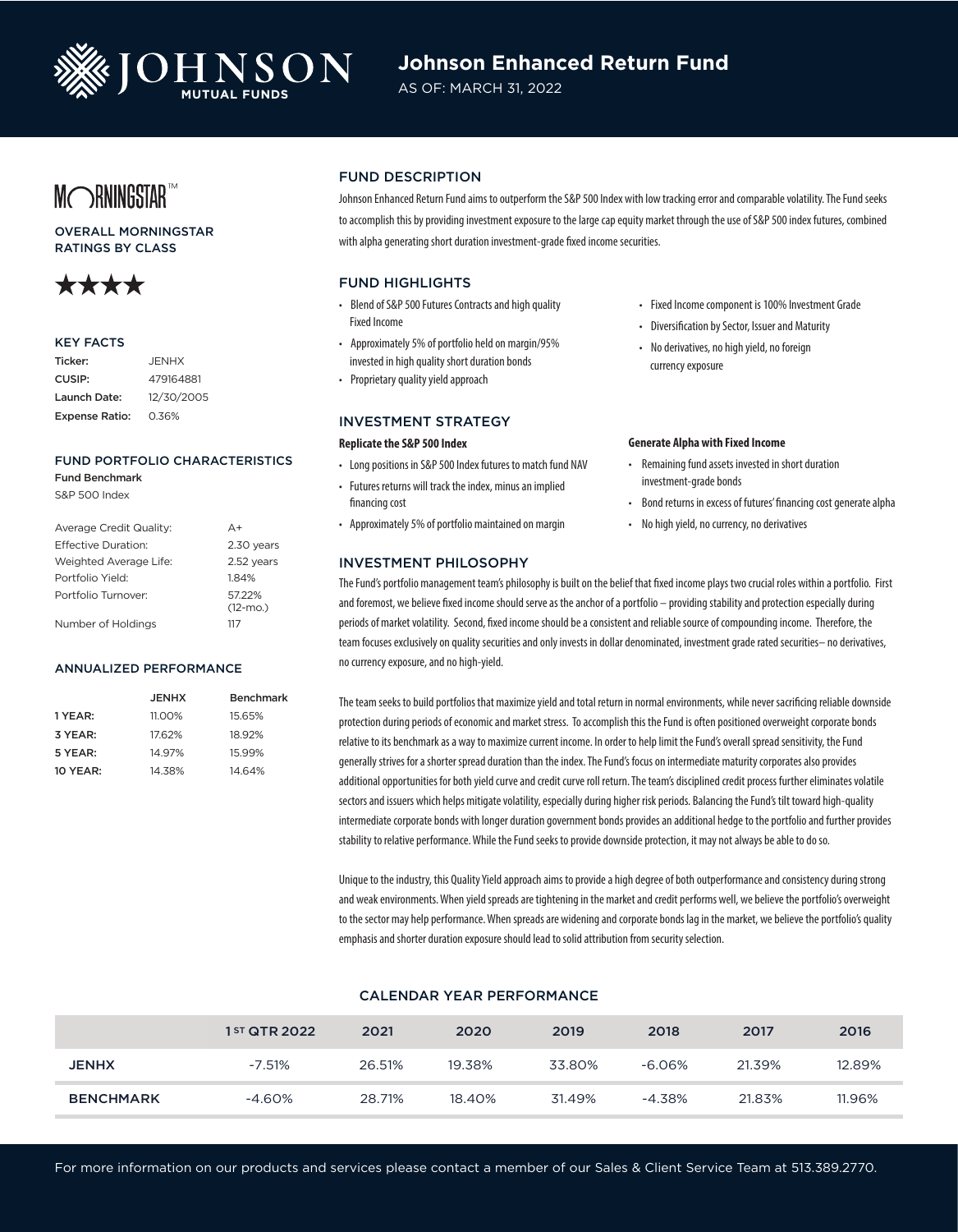# Johnson Enhanced Return Fund

AS OF: MARCH 31, 2022

## MORNINGSTAR™

### OVERALL MORNINGSTAR RATINGS BY CLASS

★★★★

### KEY FACTS

| | |
|---|---|
| Ticker: | JENHX |
| CUSIP: | 479164881 |
| Launch Date: | 12/30/2005 |
| Expense Ratio: | 0.36% |

### FUND PORTFOLIO CHARACTERISTICS

**Fund Benchmark**

S&P 500 Index

| | |
|---|---|
| Average Credit Quality: | A+ |
| Effective Duration: | 2.30 years |
| Weighted Average Life: | 2.52 years |
| Portfolio Yield: | 1.84% |
| Portfolio Turnover: | 57.22% (12-mo.) |
| Number of Holdings | 117 |

### ANNUALIZED PERFORMANCE

| | JENHX | Benchmark |
|---|---|---|
| 1 YEAR: | 11.00% | 15.65% |
| 3 YEAR: | 17.62% | 18.92% |
| 5 YEAR: | 14.97% | 15.99% |
| 10 YEAR: | 14.38% | 14.64% |

## FUND DESCRIPTION

Johnson Enhanced Return Fund aims to outperform the S&P 500 Index with low tracking error and comparable volatility. The Fund seeks to accomplish this by providing investment exposure to the large cap equity market through the use of S&P 500 index futures, combined with alpha generating short duration investment-grade fixed income securities.

## FUND HIGHLIGHTS

- Blend of S&P 500 Futures Contracts and high quality Fixed Income
- Approximately 5% of portfolio held on margin/95% invested in high quality short duration bonds
- Proprietary quality yield approach
- Fixed Income component is 100% Investment Grade
- Diversification by Sector, Issuer and Maturity
- No derivatives, no high yield, no foreign currency exposure

## INVESTMENT STRATEGY

### Replicate the S&P 500 Index

- Long positions in S&P 500 Index futures to match fund NAV
- Futures returns will track the index, minus an implied financing cost
- Approximately 5% of portfolio maintained on margin

### Generate Alpha with Fixed Income

- Remaining fund assets invested in short duration investment-grade bonds
- Bond returns in excess of futures' financing cost generate alpha
- No high yield, no currency, no derivatives

## INVESTMENT PHILOSOPHY

The Fund's portfolio management team's philosophy is built on the belief that fixed income plays two crucial roles within a portfolio. First and foremost, we believe fixed income should serve as the anchor of a portfolio – providing stability and protection especially during periods of market volatility. Second, fixed income should be a consistent and reliable source of compounding income. Therefore, the team focuses exclusively on quality securities and only invests in dollar denominated, investment grade rated securities– no derivatives, no currency exposure, and no high-yield.

The team seeks to build portfolios that maximize yield and total return in normal environments, while never sacrificing reliable downside protection during periods of economic and market stress. To accomplish this the Fund is often positioned overweight corporate bonds relative to its benchmark as a way to maximize current income. In order to help limit the Fund's overall spread sensitivity, the Fund generally strives for a shorter spread duration than the index. The Fund's focus on intermediate maturity corporates also provides additional opportunities for both yield curve and credit curve roll return. The team's disciplined credit process further eliminates volatile sectors and issuers which helps mitigate volatility, especially during higher risk periods. Balancing the Fund's tilt toward high-quality intermediate corporate bonds with longer duration government bonds provides an additional hedge to the portfolio and further provides stability to relative performance. While the Fund seeks to provide downside protection, it may not always be able to do so.

Unique to the industry, this Quality Yield approach aims to provide a high degree of both outperformance and consistency during strong and weak environments. When yield spreads are tightening in the market and credit performs well, we believe the portfolio's overweight to the sector may help performance. When spreads are widening and corporate bonds lag in the market, we believe the portfolio's quality emphasis and shorter duration exposure should lead to solid attribution from security selection.

## CALENDAR YEAR PERFORMANCE

| | 1ST QTR 2022 | 2021 | 2020 | 2019 | 2018 | 2017 | 2016 |
|---|---|---|---|---|---|---|---|
| JENHX | -7.51% | 26.51% | 19.38% | 33.80% | -6.06% | 21.39% | 12.89% |
| BENCHMARK | -4.60% | 28.71% | 18.40% | 31.49% | -4.38% | 21.83% | 11.96% |

For more information on our products and services please contact a member of our Sales & Client Service Team at 513.389.2770.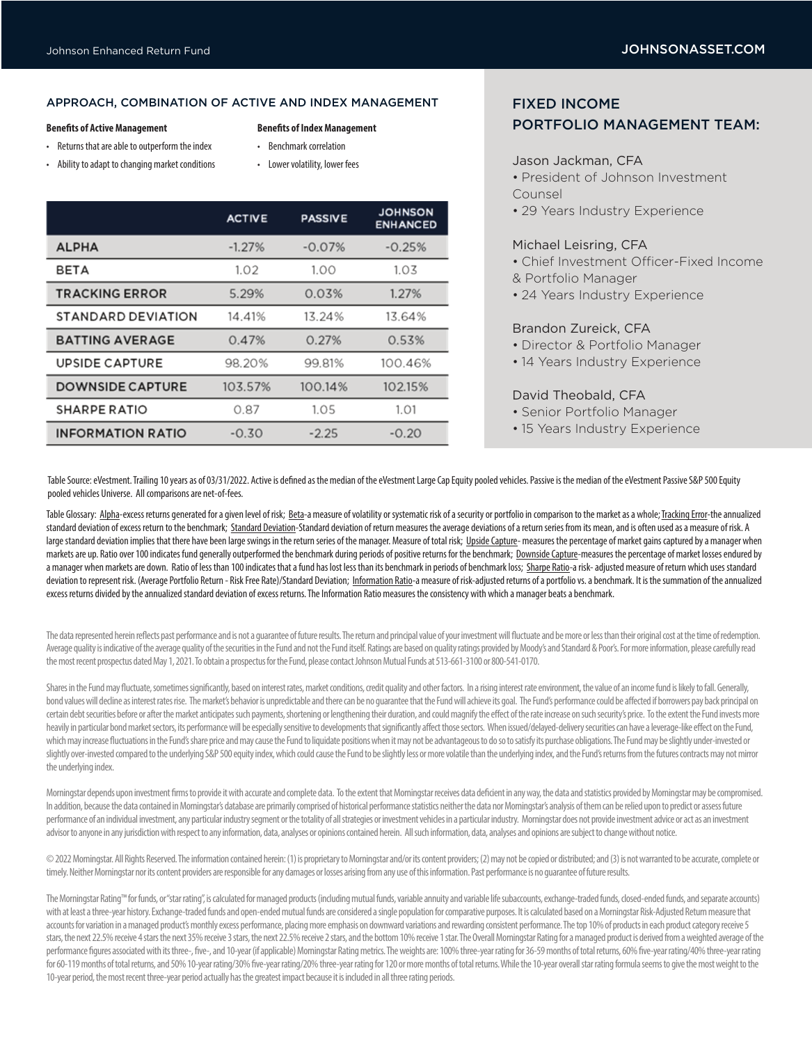## APPROACH, COMBINATION OF ACTIVE AND INDEX MANAGEMENT

**Benefits of Active Management**

- Returns that are able to outperform the index
- Ability to adapt to changing market conditions

**Benefits of Index Management**

- Benchmark correlation
- Lower volatility, lower fees

| | ACTIVE | PASSIVE | JOHNSON ENHANCED |
|---|---|---|---|
| ALPHA | -1.27% | -0.07% | -0.25% |
| BETA | 1.02 | 1.00 | 1.03 |
| TRACKING ERROR | 5.29% | 0.03% | 1.27% |
| STANDARD DEVIATION | 14.41% | 13.24% | 13.64% |
| BATTING AVERAGE | 0.47% | 0.27% | 0.53% |
| UPSIDE CAPTURE | 98.20% | 99.81% | 100.46% |
| DOWNSIDE CAPTURE | 103.57% | 100.14% | 102.15% |
| SHARPE RATIO | 0.87 | 1.05 | 1.01 |
| INFORMATION RATIO | -0.30 | -2.25 | -0.20 |

## FIXED INCOME PORTFOLIO MANAGEMENT TEAM:

Jason Jackman, CFA
- President of Johnson Investment Counsel
- 29 Years Industry Experience

Michael Leisring, CFA
- Chief Investment Officer-Fixed Income & Portfolio Manager
- 24 Years Industry Experience

Brandon Zureick, CFA
- Director & Portfolio Manager
- 14 Years Industry Experience

David Theobald, CFA
- Senior Portfolio Manager
- 15 Years Industry Experience

Table Source: eVestment. Trailing 10 years as of 03/31/2022. Active is defined as the median of the eVestment Large Cap Equity pooled vehicles. Passive is the median of the eVestment Passive S&P 500 Equity pooled vehicles Universe. All comparisons are net-of-fees.

Table Glossary: Alpha-excess returns generated for a given level of risk; Beta-a measure of volatility or systematic risk of a security or portfolio in comparison to the market as a whole; Tracking Error-the annualized standard deviation of excess return to the benchmark; Standard Deviation-Standard deviation of return measures the average deviations of a return series from its mean, and is often used as a measure of risk. A large standard deviation implies that there have been large swings in the return series of the manager. Measure of total risk; Upside Capture- measures the percentage of market gains captured by a manager when markets are up. Ratio over 100 indicates fund generally outperformed the benchmark during periods of positive returns for the benchmark; Downside Capture-measures the percentage of market losses endured by a manager when markets are down. Ratio of less than 100 indicates that a fund has lost less than its benchmark in periods of benchmark loss; Sharpe Ratio-a risk- adjusted measure of return which uses standard deviation to represent risk. (Average Portfolio Return - Risk Free Rate)/Standard Deviation; Information Ratio-a measure of risk-adjusted returns of a portfolio vs. a benchmark. It is the summation of the annualized excess returns divided by the annualized standard deviation of excess returns. The Information Ratio measures the consistency with which a manager beats a benchmark.

The data represented herein reflects past performance and is not a guarantee of future results. The return and principal value of your investment will fluctuate and be more or less than their original cost at the time of redemption. Average quality is indicative of the average quality of the securities in the Fund and not the Fund itself. Ratings are based on quality ratings provided by Moody's and Standard & Poor's. For more information, please carefully read the most recent prospectus dated May 1, 2021. To obtain a prospectus for the Fund, please contact Johnson Mutual Funds at 513-661-3100 or 800-541-0170.

Shares in the Fund may fluctuate, sometimes significantly, based on interest rates, market conditions, credit quality and other factors. In a rising interest rate environment, the value of an income fund is likely to fall. Generally, bond values will decline as interest rates rise. The market's behavior is unpredictable and there can be no guarantee that the Fund will achieve its goal. The Fund's performance could be affected if borrowers pay back principal on certain debt securities before or after the market anticipates such payments, shortening or lengthening their duration, and could magnify the effect of the rate increase on such security's price. To the extent that the Fund invests more heavily in particular bond market sectors, its performance will be especially sensitive to developments that significantly affect those sectors. When issued/delayed-delivery securities can have a leverage-like effect on the Fund, which may increase fluctuations in the Fund's share price and may cause the Fund to liquidate positions when it may not be advantageous to do so to satisfy its purchase obligations. The Fund may be slightly under-invested or slightly over-invested compared to the underlying S&P 500 equity index, which could cause the Fund to be slightly less or more volatile than the underlying index, and the Fund's returns from the futures contracts may not mirror the underlying index.

Morningstar depends upon investment firms to provide it with accurate and complete data. To the extent that Morningstar receives data deficient in any way, the data and statistics provided by Morningstar may be compromised. In addition, because the data contained in Morningstar's database are primarily comprised of historical performance statistics neither the data nor Morningstar's analysis of them can be relied upon to predict or assess future performance of an individual investment, any particular industry segment or the totality of all strategies or investment vehicles in a particular industry. Morningstar does not provide investment advice or act as an investment advisor to anyone in any jurisdiction with respect to any information, data, analyses or opinions contained herein. All such information, data, analyses and opinions are subject to change without notice.

© 2022 Morningstar. All Rights Reserved. The information contained herein: (1) is proprietary to Morningstar and/or its content providers; (2) may not be copied or distributed; and (3) is not warranted to be accurate, complete or timely. Neither Morningstar nor its content providers are responsible for any damages or losses arising from any use of this information. Past performance is no guarantee of future results.

The Morningstar Rating™ for funds, or "star rating", is calculated for managed products (including mutual funds, variable annuity and variable life subaccounts, exchange-traded funds, closed-ended funds, and separate accounts) with at least a three-year history. Exchange-traded funds and open-ended mutual funds are considered a single population for comparative purposes. It is calculated based on a Morningstar Risk-Adjusted Return measure that accounts for variation in a managed product's monthly excess performance, placing more emphasis on downward variations and rewarding consistent performance. The top 10% of products in each product category receive 5 stars, the next 22.5% receive 4 stars the next 35% receive 3 stars, the next 22.5% receive 2 stars, and the bottom 10% receive 1 star. The Overall Morningstar Rating for a managed product is derived from a weighted average of the performance figures associated with its three-, five-, and 10-year (if applicable) Morningstar Rating metrics. The weights are: 100% three-year rating for 36-59 months of total returns, 60% five-year rating/40% three-year rating for 60-119 months of total returns, and 50% 10-year rating/30% five-year rating/20% three-year rating for 120 or more months of total returns. While the 10-year overall star rating formula seems to give the most weight to the 10-year period, the most recent three-year period actually has the greatest impact because it is included in all three rating periods.